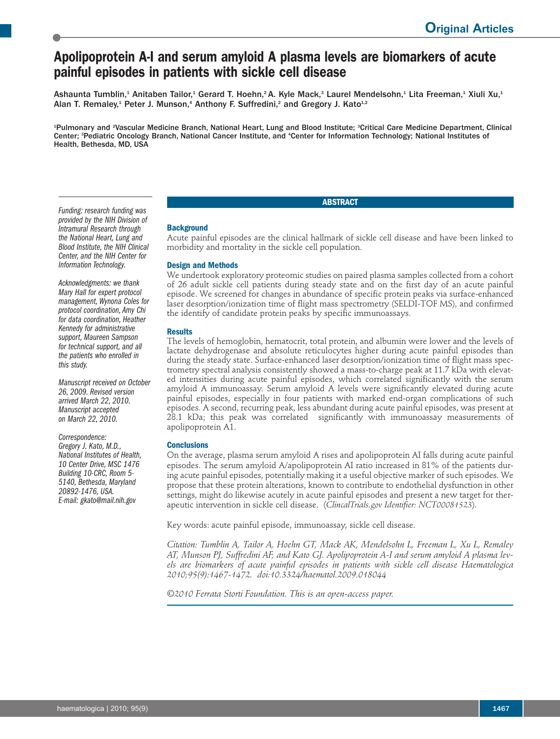# Apolipoprotein A-I and serum amyloid A plasma levels are biomarkers of acute painful episodes in patients with sickle cell disease

Ashaunta Tumblin,[1] Anitaben Tailor,[1] Gerard T. Hoehn,[2] A. Kyle Mack,[3] Laurel Mendelsohn,[1] Lita Freeman,[1] Xiuli Xu,[1] Alan T. Remaley,[1] Peter J. Munson,[4] Anthony F. Suffredini,[2] and Gregory J. Kato[1,2]

[1]Pulmonary and [2]Vascular Medicine Branch, National Heart, Lung and Blood Institute; [3]Critical Care Medicine Department, Clinical Center; [3]Pediatric Oncology Branch, National Cancer Institute, and [4]Center for Information Technology; National Institutes of Health, Bethesda, MD, USA

## ABSTRACT

### Background

Acute painful episodes are the clinical hallmark of sickle cell disease and have been linked to morbidity and mortality in the sickle cell population.

### Design and Methods

We undertook exploratory proteomic studies on paired plasma samples collected from a cohort of 26 adult sickle cell patients during steady state and on the first day of an acute painful episode. We screened for changes in abundance of specific protein peaks via surface-enhanced laser desorption/ionization time of flight mass spectrometry (SELDI-TOF MS), and confirmed the identify of candidate protein peaks by specific immunoassays.

### Results

The levels of hemoglobin, hematocrit, total protein, and albumin were lower and the levels of lactate dehydrogenase and absolute reticulocytes higher during acute painful episodes than during the steady state. Surface-enhanced laser desorption/ionization time of flight mass spectrometry spectral analysis consistently showed a mass-to-charge peak at 11.7 kDa with elevated intensities during acute painful episodes, which correlated significantly with the serum amyloid A immunoassay. Serum amyloid A levels were significantly elevated during acute painful episodes, especially in four patients with marked end-organ complications of such episodes. A second, recurring peak, less abundant during acute painful episodes, was present at 28.1 kDa; this peak was correlated significantly with immunoassay measurements of apolipoprotein A1.

### Conclusions

On the average, plasma serum amyloid A rises and apolipoprotein AI falls during acute painful episodes. The serum amyloid A/apolipoprotein AI ratio increased in 81% of the patients during acute painful episodes, potentially making it a useful objective marker of such episodes. We propose that these protein alterations, known to contribute to endothelial dysfunction in other settings, might do likewise acutely in acute painful episodes and present a new target for therapeutic intervention in sickle cell disease. (*ClincalTrials.gov Identifier: NCT00081523*).

Key words: acute painful episode, immunoassay, sickle cell disease.

*Citation: Tumblin A, Tailor A, Hoehn GT, Mack AK, Mendelsohn L, Freeman L, Xu L, Remaley AT, Munson PJ, Suffredini AF, and Kato GJ. Apolipoprotein A-I and serum amyloid A plasma levels are biomarkers of acute painful episodes in patients with sickle cell disease Haematologica 2010;95(9):1467-1472. doi:10.3324/haematol.2009.018044*

*©2010 Ferrata Storti Foundation. This is an open-access paper.*

*Funding: research funding was provided by the NIH Division of Intramural Research through the National Heart, Lung and Blood Institute, the NIH Clinical Center, and the NIH Center for Information Technology.*

*Acknowledgments: we thank Mary Hall for expert protocol management, Wynona Coles for protocol coordination, Amy Chi for data coordination, Heather Kennedy for administrative support, Maureen Sampson for technical support, and all the patients who enrolled in this study.*

*Manuscript received on October 26, 2009. Revised version arrived March 22, 2010. Manuscript accepted on March 22, 2010.*

*Correspondence: Gregory J. Kato, M.D., National Institutes of Health, 10 Center Drive, MSC 1476 Building 10-CRC, Room 5-5140, Bethesda, Maryland 20892-1476, USA. E-mail: gkato@mail.nih.gov*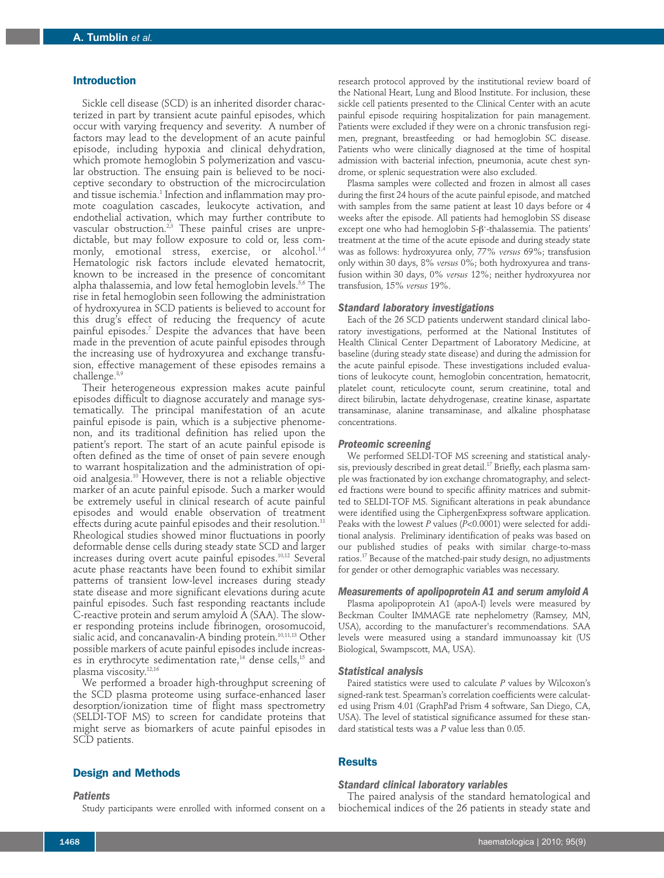## Introduction

Sickle cell disease (SCD) is an inherited disorder characterized in part by transient acute painful episodes, which occur with varying frequency and severity. A number of factors may lead to the development of an acute painful episode, including hypoxia and clinical dehydration, which promote hemoglobin S polymerization and vascular obstruction. The ensuing pain is believed to be nociceptive secondary to obstruction of the microcirculation and tissue ischemia.[1] Infection and inflammation may promote coagulation cascades, leukocyte activation, and endothelial activation, which may further contribute to vascular obstruction.[2,3] These painful crises are unpredictable, but may follow exposure to cold or, less commonly, emotional stress, exercise, or alcohol.[1,4] Hematologic risk factors include elevated hematocrit, known to be increased in the presence of concomitant alpha thalassemia, and low fetal hemoglobin levels.[5,6] The rise in fetal hemoglobin seen following the administration of hydroxyurea in SCD patients is believed to account for this drug's effect of reducing the frequency of acute painful episodes.[7] Despite the advances that have been made in the prevention of acute painful episodes through the increasing use of hydroxyurea and exchange transfusion, effective management of these episodes remains a challenge.[8,9]

Their heterogeneous expression makes acute painful episodes difficult to diagnose accurately and manage systematically. The principal manifestation of an acute painful episode is pain, which is a subjective phenomenon, and its traditional definition has relied upon the patient's report. The start of an acute painful episode is often defined as the time of onset of pain severe enough to warrant hospitalization and the administration of opioid analgesia.[10] However, there is not a reliable objective marker of an acute painful episode. Such a marker would be extremely useful in clinical research of acute painful episodes and would enable observation of treatment effects during acute painful episodes and their resolution.[11] Rheological studies showed minor fluctuations in poorly deformable dense cells during steady state SCD and larger increases during overt acute painful episodes.[10,12] Several acute phase reactants have been found to exhibit similar patterns of transient low-level increases during steady state disease and more significant elevations during acute painful episodes. Such fast responding reactants include C-reactive protein and serum amyloid A (SAA). The slower responding proteins include fibrinogen, orosomucoid, sialic acid, and concanavalin-A binding protein.[10,11,13] Other possible markers of acute painful episodes include increases in erythrocyte sedimentation rate,[14] dense cells,[15] and plasma viscosity.[12,16]

We performed a broader high-throughput screening of the SCD plasma proteome using surface-enhanced laser desorption/ionization time of flight mass spectrometry (SELDI-TOF MS) to screen for candidate proteins that might serve as biomarkers of acute painful episodes in SCD patients.

## Design and Methods

### Patients

Study participants were enrolled with informed consent on a research protocol approved by the institutional review board of the National Heart, Lung and Blood Institute. For inclusion, these sickle cell patients presented to the Clinical Center with an acute painful episode requiring hospitalization for pain management. Patients were excluded if they were on a chronic transfusion regimen, pregnant, breastfeeding or had hemoglobin SC disease. Patients who were clinically diagnosed at the time of hospital admission with bacterial infection, pneumonia, acute chest syndrome, or splenic sequestration were also excluded.

Plasma samples were collected and frozen in almost all cases during the first 24 hours of the acute painful episode, and matched with samples from the same patient at least 10 days before or 4 weeks after the episode. All patients had hemoglobin SS disease except one who had hemoglobin S-$\beta^{+}$-thalassemia. The patients' treatment at the time of the acute episode and during steady state was as follows: hydroxyurea only, 77% *versus* 69%; transfusion only within 30 days, 8% *versus* 0%; both hydroxyurea and transfusion within 30 days, 0% *versus* 12%; neither hydroxyurea nor transfusion, 15% *versus* 19%.

### Standard laboratory investigations

Each of the 26 SCD patients underwent standard clinical laboratory investigations, performed at the National Institutes of Health Clinical Center Department of Laboratory Medicine, at baseline (during steady state disease) and during the admission for the acute painful episode. These investigations included evaluations of leukocyte count, hemoglobin concentration, hematocrit, platelet count, reticulocyte count, serum creatinine, total and direct bilirubin, lactate dehydrogenase, creatine kinase, aspartate transaminase, alanine transaminase, and alkaline phosphatase concentrations.

### Proteomic screening

We performed SELDI-TOF MS screening and statistical analysis, previously described in great detail.[17] Briefly, each plasma sample was fractionated by ion exchange chromatography, and selected fractions were bound to specific affinity matrices and submitted to SELDI-TOF MS. Significant alterations in peak abundance were identified using the CiphergenExpress software application. Peaks with the lowest *P* values ($P<0.0001$) were selected for additional analysis. Preliminary identification of peaks was based on our published studies of peaks with similar charge-to-mass ratios.[17] Because of the matched-pair study design, no adjustments for gender or other demographic variables was necessary.

### Measurements of apolipoprotein A1 and serum amyloid A

Plasma apolipoprotein A1 (apoA-I) levels were measured by Beckman Coulter IMMAGE rate nephelometry (Ramsey, MN, USA), according to the manufacturer's recommendations. SAA levels were measured using a standard immunoassay kit (US Biological, Swampscott, MA, USA).

### Statistical analysis

Paired statistics were used to calculate *P* values by Wilcoxon's signed-rank test. Spearman's correlation coefficients were calculated using Prism 4.01 (GraphPad Prism 4 software, San Diego, CA, USA). The level of statistical significance assumed for these standard statistical tests was a *P* value less than 0.05.

## Results

### Standard clinical laboratory variables

The paired analysis of the standard hematological and biochemical indices of the 26 patients in steady state and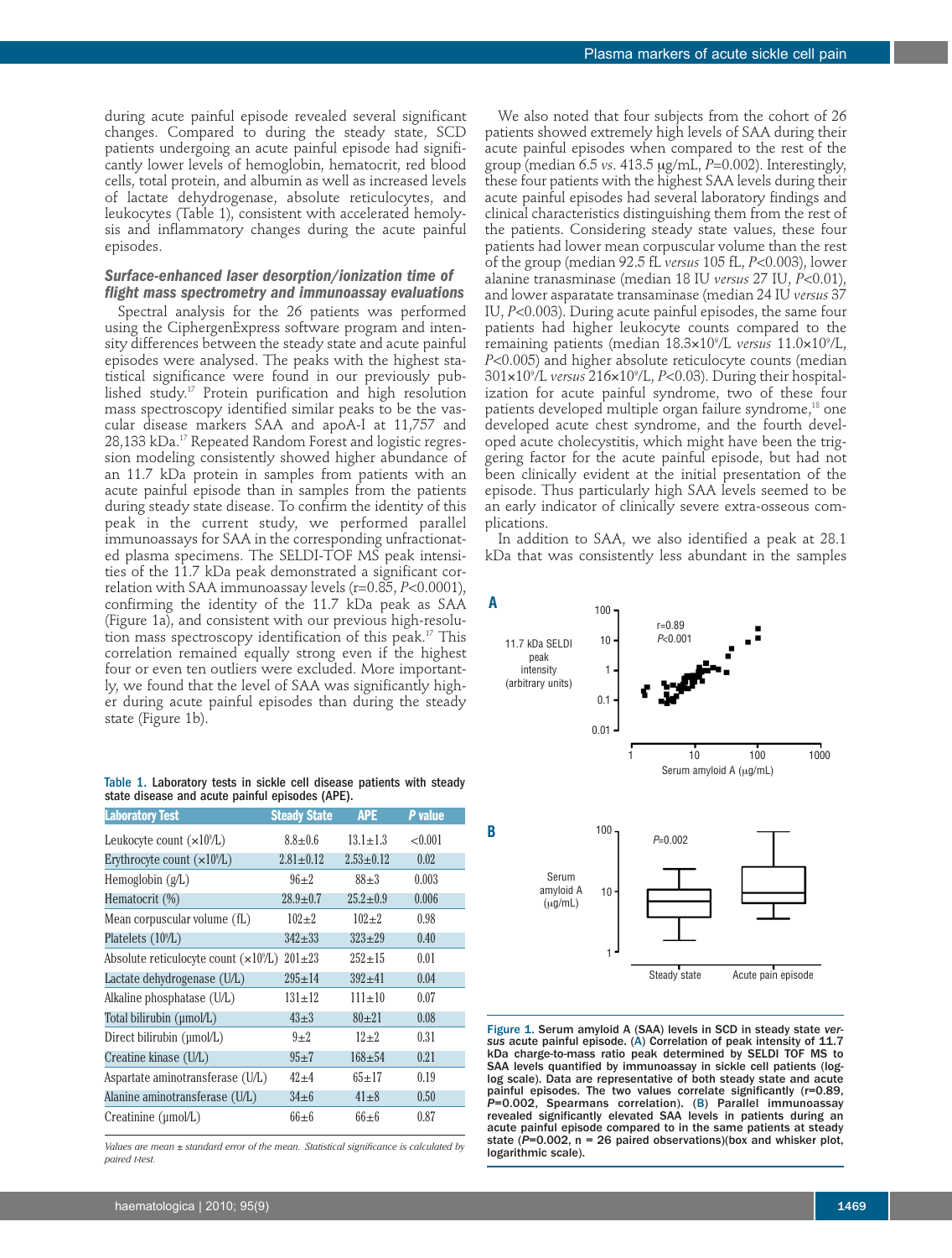during acute painful episode revealed several significant changes. Compared to during the steady state, SCD patients undergoing an acute painful episode had significantly lower levels of hemoglobin, hematocrit, red blood cells, total protein, and albumin as well as increased levels of lactate dehydrogenase, absolute reticulocytes, and leukocytes (Table 1), consistent with accelerated hemolysis and inflammatory changes during the acute painful episodes.

### *Surface-enhanced laser desorption/ionization time of flight mass spectrometry and immunoassay evaluations*

Spectral analysis for the 26 patients was performed using the CiphergenExpress software program and intensity differences between the steady state and acute painful episodes were analysed. The peaks with the highest statistical significance were found in our previously published study.[17] Protein purification and high resolution mass spectroscopy identified similar peaks to be the vascular disease markers SAA and apoA-I at 11,757 and 28,133 kDa.[17] Repeated Random Forest and logistic regression modeling consistently showed higher abundance of an 11.7 kDa protein in samples from patients with an acute painful episode than in samples from the patients during steady state disease. To confirm the identity of this peak in the current study, we performed parallel immunoassays for SAA in the corresponding unfractionated plasma specimens. The SELDI-TOF MS peak intensities of the 11.7 kDa peak demonstrated a significant correlation with SAA immunoassay levels (r=0.85, $P$<0.0001), confirming the identity of the 11.7 kDa peak as SAA (Figure 1a), and consistent with our previous high-resolution mass spectroscopy identification of this peak.[17] This correlation remained equally strong even if the highest four or even ten outliers were excluded. More importantly, we found that the level of SAA was significantly higher during acute painful episodes than during the steady state (Figure 1b).

Table 1. Laboratory tests in sickle cell disease patients with steady state disease and acute painful episodes (APE).

| Laboratory Test | Steady State | APE | *P* value |
|---|---|---|---|
| Leukocyte count ($\times10^9$/L) | 8.8±0.6 | 13.1±1.3 | <0.001 |
| Erythrocyte count ($\times10^9$/L) | 2.81±0.12 | 2.53±0.12 | 0.02 |
| Hemoglobin (g/L) | 96±2 | 88±3 | 0.003 |
| Hematocrit (%) | 28.9±0.7 | 25.2±0.9 | 0.006 |
| Mean corpuscular volume (fL) | 102±2 | 102±2 | 0.98 |
| Platelets ($10^9$/L) | 342±33 | 323±29 | 0.40 |
| Absolute reticulocyte count ($\times10^9$/L) | 201±23 | 252±15 | 0.01 |
| Lactate dehydrogenase (U/L) | 295±14 | 392±41 | 0.04 |
| Alkaline phosphatase (U/L) | 131±12 | 111±10 | 0.07 |
| Total bilirubin (μmol/L) | 43±3 | 80±21 | 0.08 |
| Direct bilirubin (μmol/L) | 9±2 | 12±2 | 0.31 |
| Creatine kinase (U/L) | 95±7 | 168±54 | 0.21 |
| Aspartate aminotransferase (U/L) | 42±4 | 65±17 | 0.19 |
| Alanine aminotransferase (U/L) | 34±6 | 41±8 | 0.50 |
| Creatinine (μmol/L) | 66±6 | 66±6 | 0.87 |

*Values are mean ± standard error of the mean. Statistical significance is calculated by paired t-test.*

We also noted that four subjects from the cohort of 26 patients showed extremely high levels of SAA during their acute painful episodes when compared to the rest of the group (median 6.5 *vs.* 413.5 μg/mL, $P$=0.002). Interestingly, these four patients with the highest SAA levels during their acute painful episodes had several laboratory findings and clinical characteristics distinguishing them from the rest of the patients. Considering steady state values, these four patients had lower mean corpuscular volume than the rest of the group (median 92.5 fL *versus* 105 fL, $P$<0.003), lower alanine tranasminase (median 18 IU *versus* 27 IU, $P$<0.01), and lower asparatate transaminase (median 24 IU *versus* 37 IU, $P$<0.003). During acute painful episodes, the same four patients had higher leukocyte counts compared to the remaining patients (median $18.3\times10^9$/L *versus* $11.0\times10^9$/L, $P$<0.005) and higher absolute reticulocyte counts (median $301\times10^9$/L *versus* $216\times10^9$/L, $P$<0.03). During their hospitalization for acute painful syndrome, two of these four patients developed multiple organ failure syndrome,[18] one developed acute chest syndrome, and the fourth developed acute cholecystitis, which might have been the triggering factor for the acute painful episode, but had not been clinically evident at the initial presentation of the episode. Thus particularly high SAA levels seemed to be an early indicator of clinically severe extra-osseous complications.

In addition to SAA, we also identified a peak at 28.1 kDa that was consistently less abundant in the samples

Figure 1. Serum amyloid A (SAA) levels in SCD in steady state *versus* acute painful episode. (A) Correlation of peak intensity of 11.7 kDa charge-to-mass ratio peak determined by SELDI TOF MS to SAA levels quantified by immunoassay in sickle cell patients (log-log scale). Data are representative of both steady state and acute painful episodes. The two values correlate significantly (r=0.89, $P$=0.002, Spearmans correlation). (B) Parallel immunoassay revealed significantly elevated SAA levels in patients during an acute painful episode compared to in the same patients at steady state ($P$=0.002, n = 26 paired observations)(box and whisker plot, logarithmic scale).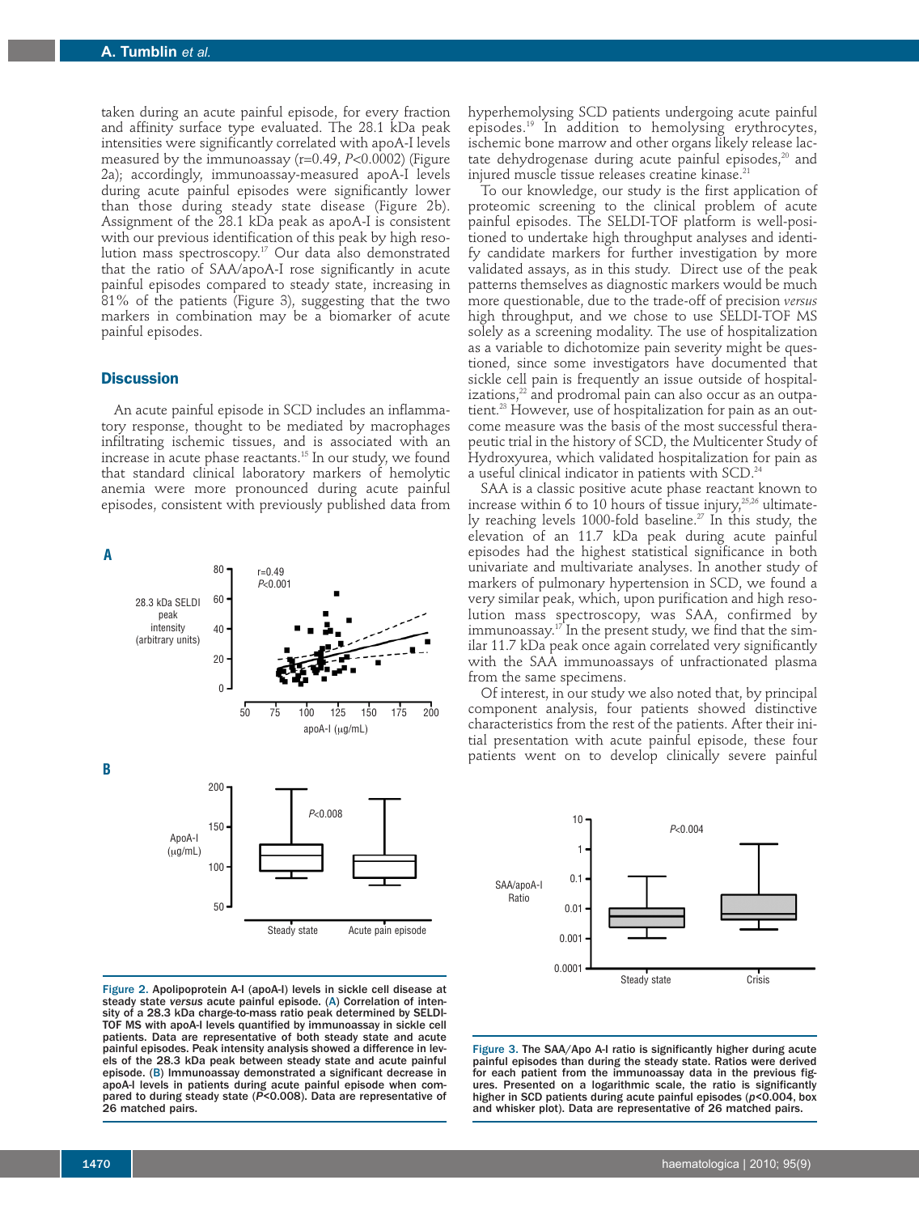taken during an acute painful episode, for every fraction and affinity surface type evaluated. The 28.1 kDa peak intensities were significantly correlated with apoA-I levels measured by the immunoassay (r=0.49, *P*<0.0002) (Figure 2a); accordingly, immunoassay-measured apoA-I levels during acute painful episodes were significantly lower than those during steady state disease (Figure 2b). Assignment of the 28.1 kDa peak as apoA-I is consistent with our previous identification of this peak by high resolution mass spectroscopy.[17] Our data also demonstrated that the ratio of SAA/apoA-I rose significantly in acute painful episodes compared to steady state, increasing in 81% of the patients (Figure 3), suggesting that the two markers in combination may be a biomarker of acute painful episodes.

## Discussion

An acute painful episode in SCD includes an inflammatory response, thought to be mediated by macrophages infiltrating ischemic tissues, and is associated with an increase in acute phase reactants.[15] In our study, we found that standard clinical laboratory markers of hemolytic anemia were more pronounced during acute painful episodes, consistent with previously published data from hyperhemolysing SCD patients undergoing acute painful episodes.[19] In addition to hemolysing erythrocytes, ischemic bone marrow and other organs likely release lactate dehydrogenase during acute painful episodes,[20] and injured muscle tissue releases creatine kinase.[21]

To our knowledge, our study is the first application of proteomic screening to the clinical problem of acute painful episodes. The SELDI-TOF platform is well-positioned to undertake high throughput analyses and identify candidate markers for further investigation by more validated assays, as in this study. Direct use of the peak patterns themselves as diagnostic markers would be much more questionable, due to the trade-off of precision *versus* high throughput, and we chose to use SELDI-TOF MS solely as a screening modality. The use of hospitalization as a variable to dichotomize pain severity might be questioned, since some investigators have documented that sickle cell pain is frequently an issue outside of hospitalizations,[22] and prodromal pain can also occur as an outpatient.[23] However, use of hospitalization for pain as an outcome measure was the basis of the most successful therapeutic trial in the history of SCD, the Multicenter Study of Hydroxyurea, which validated hospitalization for pain as a useful clinical indicator in patients with SCD.[24]

SAA is a classic positive acute phase reactant known to increase within 6 to 10 hours of tissue injury,[25,26] ultimately reaching levels 1000-fold baseline.[27] In this study, the elevation of an 11.7 kDa peak during acute painful episodes had the highest statistical significance in both univariate and multivariate analyses. In another study of markers of pulmonary hypertension in SCD, we found a very similar peak, which, upon purification and high resolution mass spectroscopy, was SAA, confirmed by immunoassay.[17] In the present study, we find that the similar 11.7 kDa peak once again correlated very significantly with the SAA immunoassays of unfractionated plasma from the same specimens.

Of interest, in our study we also noted that, by principal component analysis, four patients showed distinctive characteristics from the rest of the patients. After their initial presentation with acute painful episode, these four patients went on to develop clinically severe painful

Figure 2. Apolipoprotein A-I (apoA-I) levels in sickle cell disease at steady state *versus* acute painful episode. (A) Correlation of intensity of a 28.3 kDa charge-to-mass ratio peak determined by SELDI-TOF MS with apoA-I levels quantified by immunoassay in sickle cell patients. Data are representative of both steady state and acute painful episodes. Peak intensity analysis showed a difference in levels of the 28.3 kDa peak between steady state and acute painful episode. (B) Immunoassay demonstrated a significant decrease in apoA-I levels in patients during acute painful episode when compared to during steady state (*P*<0.008). Data are representative of 26 matched pairs.

Figure 3. The SAA/Apo A-I ratio is significantly higher during acute painful episodes than during the steady state. Ratios were derived for each patient from the immunoassay data in the previous figures. Presented on a logarithmic scale, the ratio is significantly higher in SCD patients during acute painful episodes (*p*<0.004, box and whisker plot). Data are representative of 26 matched pairs.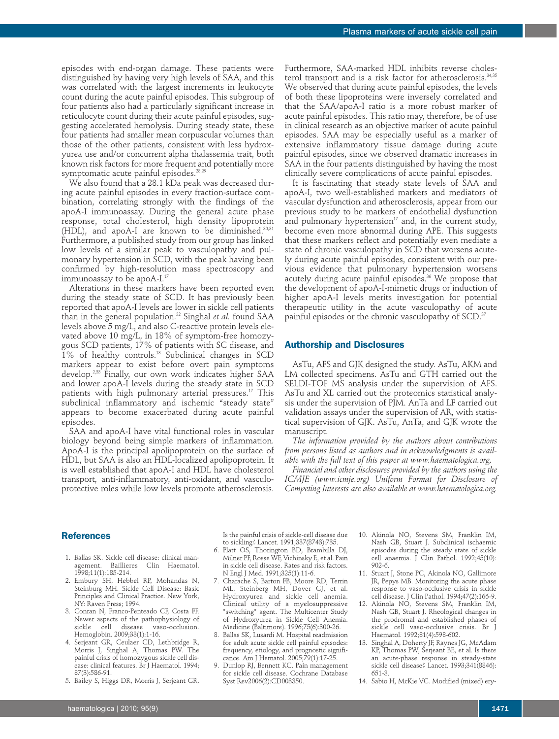episodes with end-organ damage. These patients were distinguished by having very high levels of SAA, and this was correlated with the largest increments in leukocyte count during the acute painful episodes. This subgroup of four patients also had a particularly significant increase in reticulocyte count during their acute painful episodes, suggesting accelerated hemolysis. During steady state, these four patients had smaller mean corpuscular volumes than those of the other patients, consistent with less hydroxyurea use and/or concurrent alpha thalassemia trait, both known risk factors for more frequent and potentially more symptomatic acute painful episodes.[28,29]

We also found that a 28.1 kDa peak was decreased during acute painful episodes in every fraction-surface combination, correlating strongly with the findings of the apoA-I immunoassay. During the general acute phase response, total cholesterol, high density lipoprotein (HDL), and apoA-I are known to be diminished.[30,31] Furthermore, a published study from our group has linked low levels of a similar peak to vasculopathy and pulmonary hypertension in SCD, with the peak having been confirmed by high-resolution mass spectroscopy and immunoassay to be apoA-I.[17]

Alterations in these markers have been reported even during the steady state of SCD. It has previously been reported that apoA-I levels are lower in sickle cell patients than in the general population.[32] Singhal *et al.* found SAA levels above 5 mg/L, and also C-reactive protein levels elevated above 10 mg/L, in 18% of symptom-free homozygous SCD patients, 17% of patients with SC disease, and 1% of healthy controls.[13] Subclinical changes in SCD markers appear to exist before overt pain symptoms develop.[2,33] Finally, our own work indicates higher SAA and lower apoA-I levels during the steady state in SCD patients with high pulmonary arterial pressures.[17] This subclinical inflammatory and ischemic "steady state" appears to become exacerbated during acute painful episodes.

SAA and apoA-I have vital functional roles in vascular biology beyond being simple markers of inflammation. ApoA-I is the principal apolipoprotein on the surface of HDL, but SAA is also an HDL-localized apolipoprotein. It is well established that apoA-I and HDL have cholesterol transport, anti-inflammatory, anti-oxidant, and vasculoprotective roles while low levels promote atherosclerosis. Furthermore, SAA-marked HDL inhibits reverse cholesterol transport and is a risk factor for atherosclerosis.[34,35] We observed that during acute painful episodes, the levels of both these lipoproteins were inversely correlated and that the SAA/apoA-I ratio is a more robust marker of acute painful episodes. This ratio may, therefore, be of use in clinical research as an objective marker of acute painful episodes. SAA may be especially useful as a marker of extensive inflammatory tissue damage during acute painful episodes, since we observed dramatic increases in SAA in the four patients distinguished by having the most clinically severe complications of acute painful episodes.

It is fascinating that steady state levels of SAA and apoA-I, two well-established markers and mediators of vascular dysfunction and atherosclerosis, appear from our previous study to be markers of endothelial dysfunction and pulmonary hypertension[17] and, in the current study, become even more abnormal during APE. This suggests that these markers reflect and potentially even mediate a state of chronic vasculopathy in SCD that worsens acutely during acute painful episodes, consistent with our previous evidence that pulmonary hypertension worsens acutely during acute painful episodes.[36] We propose that the development of apoA-I-mimetic drugs or induction of higher apoA-I levels merits investigation for potential therapeutic utility in the acute vasculopathy of acute painful episodes or the chronic vasculopathy of SCD.[37]

## Authorship and Disclosures

AsTu, AFS and GJK designed the study. AsTu, AKM and LM collected specimens. AsTu and GTH carried out the SELDI-TOF MS analysis under the supervision of AFS. AsTu and XL carried out the proteomics statistical analysis under the supervision of PJM. AnTa and LF carried out validation assays under the supervision of AR, with statistical supervision of GJK. AsTu, AnTa, and GJK wrote the manuscript.

*The information provided by the authors about contributions from persons listed as authors and in acknowledgments is available with the full text of this paper at www.haematologica.org.*

*Financial and other disclosures provided by the authors using the ICMJE (www.icmje.org) Uniform Format for Disclosure of Competing Interests are also available at www.haematologica.org.*

## References

1. Ballas SK. Sickle cell disease: clinical management. Baillieres Clin Haematol. 1998;11(1):185-214.
2. Embury SH, Hebbel RP, Mohandas N, Steinburg MH. Sickle Cell Disease: Basic Principles and Clinical Practice. New York, NY: Raven Press; 1994.
3. Conran N, Franco-Penteado CF, Costa FF. Newer aspects of the pathophysiology of sickle cell disease vaso-occlusion. Hemoglobin. 2009;33(1):1-16.
4. Serjeant GR, Ceulaer CD, Lethbridge R, Morris J, Singhal A, Thomas PW. The painful crisis of homozygous sickle cell disease: clinical features. Br J Haematol. 1994; 87(3):586-91.
5. Bailey S, Higgs DR, Morris J, Serjeant GR. Is the painful crisis of sickle-cell disease due to sickling? Lancet. 1991;337(8743):735.
6. Platt OS, Thorington BD, Brambilla DJ, Milner PF, Rosse WF, Vichinsky E, et al. Pain in sickle cell disease. Rates and risk factors. N Engl J Med. 1991;325(1):11-6.
7. Charache S, Barton FB, Moore RD, Terrin ML, Steinberg MH, Dover GJ, et al. Hydroxyurea and sickle cell anemia. Clinical utility of a myelosuppressive "switching" agent. The Multicenter Study of Hydroxyurea in Sickle Cell Anemia. Medicine (Baltimore). 1996;75(6):300-26.
8. Ballas SK, Lusardi M. Hospital readmission for adult acute sickle cell painful episodes: frequency, etiology, and prognostic significance. Am J Hematol. 2005;79(1):17-25.
9. Dunlop RJ, Bennett KC. Pain management for sickle cell disease. Cochrane Database Syst Rev2006(2):CD003350.
10. Akinola NO, Stevens SM, Franklin IM, Nash GB, Stuart J. Subclinical ischaemic episodes during the steady state of sickle cell anaemia. J Clin Pathol. 1992;45(10): 902-6.
11. Stuart J, Stone PC, Akinola NO, Gallimore JR, Pepys MB. Monitoring the acute phase response in vaso-occlusive crisis in sickle cell disease. J Clin Pathol. 1994;47(2):166-9.
12. Akinola NO, Stevens SM, Franklin IM, Nash GB, Stuart J. Rheological changes in the prodromal and established phases of sickle cell vaso-occlusive crisis. Br J Haematol. 1992;81(4):598-602.
13. Singhal A, Doherty JF, Raynes JG, McAdam KP, Thomas PW, Serjeant BE, et al. Is there an acute-phase response in steady-state sickle cell disease? Lancet. 1993;341(8846): 651-3.
14. Sabio H, McKie VC. Modified (mixed) ery-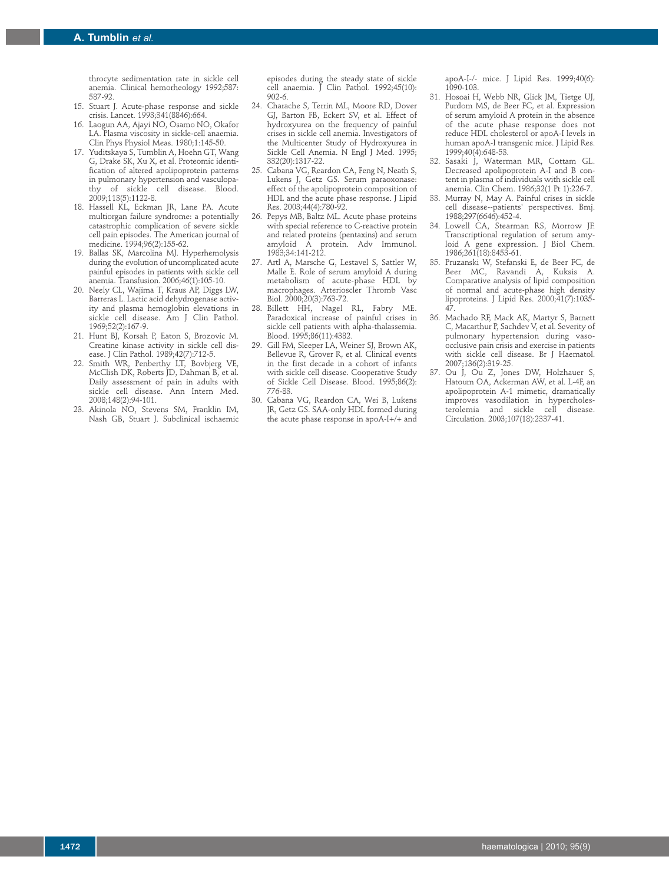throcyte sedimentation rate in sickle cell anemia. Clinical hemorheology 1992;587: 587-92.

15. Stuart J. Acute-phase response and sickle crisis. Lancet. 1993;341(8846):664.
16. Laogun AA, Ajayi NO, Osamo NO, Okafor LA. Plasma viscosity in sickle-cell anaemia. Clin Phys Physiol Meas. 1980;1:145-50.
17. Yuditskaya S, Tumblin A, Hoehn GT, Wang G, Drake SK, Xu X, et al. Proteomic identification of altered apolipoprotein patterns in pulmonary hypertension and vasculopathy of sickle cell disease. Blood. 2009;113(5):1122-8.
18. Hassell KL, Eckman JR, Lane PA. Acute multiorgan failure syndrome: a potentially catastrophic complication of severe sickle cell pain episodes. The American journal of medicine. 1994;96(2):155-62.
19. Ballas SK, Marcolina MJ. Hyperhemolysis during the evolution of uncomplicated acute painful episodes in patients with sickle cell anemia. Transfusion. 2006;46(1):105-10.
20. Neely CL, Wajima T, Kraus AP, Diggs LW, Barreras L. Lactic acid dehydrogenase activity and plasma hemoglobin elevations in sickle cell disease. Am J Clin Pathol. 1969;52(2):167-9.
21. Hunt BJ, Korsah P, Eaton S, Brozovic M. Creatine kinase activity in sickle cell disease. J Clin Pathol. 1989;42(7):712-5.
22. Smith WR, Penberthy LT, Bovbjerg VE, McClish DK, Roberts JD, Dahman B, et al. Daily assessment of pain in adults with sickle cell disease. Ann Intern Med. 2008;148(2):94-101.
23. Akinola NO, Stevens SM, Franklin IM, Nash GB, Stuart J. Subclinical ischaemic episodes during the steady state of sickle cell anaemia. J Clin Pathol. 1992;45(10): 902-6.
24. Charache S, Terrin ML, Moore RD, Dover GJ, Barton FB, Eckert SV, et al. Effect of hydroxyurea on the frequency of painful crises in sickle cell anemia. Investigators of the Multicenter Study of Hydroxyurea in Sickle Cell Anemia. N Engl J Med. 1995; 332(20):1317-22.
25. Cabana VG, Reardon CA, Feng N, Neath S, Lukens J, Getz GS. Serum paraoxonase: effect of the apolipoprotein composition of HDL and the acute phase response. J Lipid Res. 2003;44(4):780-92.
26. Pepys MB, Baltz ML. Acute phase proteins with special reference to C-reactive protein and related proteins (pentaxins) and serum amyloid A protein. Adv Immunol. 1983;34:141-212.
27. Artl A, Marsche G, Lestavel S, Sattler W, Malle E. Role of serum amyloid A during metabolism of acute-phase HDL by macrophages. Arterioscler Thromb Vasc Biol. 2000;20(3):763-72.
28. Billett HH, Nagel RL, Fabry ME. Paradoxical increase of painful crises in sickle cell patients with alpha-thalassemia. Blood. 1995;86(11):4382.
29. Gill FM, Sleeper LA, Weiner SJ, Brown AK, Bellevue R, Grover R, et al. Clinical events in the first decade in a cohort of infants with sickle cell disease. Cooperative Study of Sickle Cell Disease. Blood. 1995;86(2): 776-83.
30. Cabana VG, Reardon CA, Wei B, Lukens JR, Getz GS. SAA-only HDL formed during the acute phase response in apoA-I+/+ and apoA-I-/- mice. J Lipid Res. 1999;40(6): 1090-103.
31. Hosoai H, Webb NR, Glick JM, Tietge UJ, Purdom MS, de Beer FC, et al. Expression of serum amyloid A protein in the absence of the acute phase response does not reduce HDL cholesterol or apoA-I levels in human apoA-I transgenic mice. J Lipid Res. 1999;40(4):648-53.
32. Sasaki J, Waterman MR, Cottam GL. Decreased apolipoprotein A-I and B content in plasma of individuals with sickle cell anemia. Clin Chem. 1986;32(1 Pt 1):226-7.
33. Murray N, May A. Painful crises in sickle cell disease--patients' perspectives. Bmj. 1988;297(6646):452-4.
34. Lowell CA, Stearman RS, Morrow JF. Transcriptional regulation of serum amyloid A gene expression. J Biol Chem. 1986;261(18):8453-61.
35. Pruzanski W, Stefanski E, de Beer FC, de Beer MC, Ravandi A, Kuksis A. Comparative analysis of lipid composition of normal and acute-phase high density lipoproteins. J Lipid Res. 2000;41(7):1035-47.
36. Machado RF, Mack AK, Martyr S, Barnett C, Macarthur P, Sachdev V, et al. Severity of pulmonary hypertension during vaso-occlusive pain crisis and exercise in patients with sickle cell disease. Br J Haematol. 2007;136(2):319-25.
37. Ou J, Ou Z, Jones DW, Holzhauer S, Hatoum OA, Ackerman AW, et al. L-4F, an apolipoprotein A-1 mimetic, dramatically improves vasodilation in hypercholesterolemia and sickle cell disease. Circulation. 2003;107(18):2337-41.